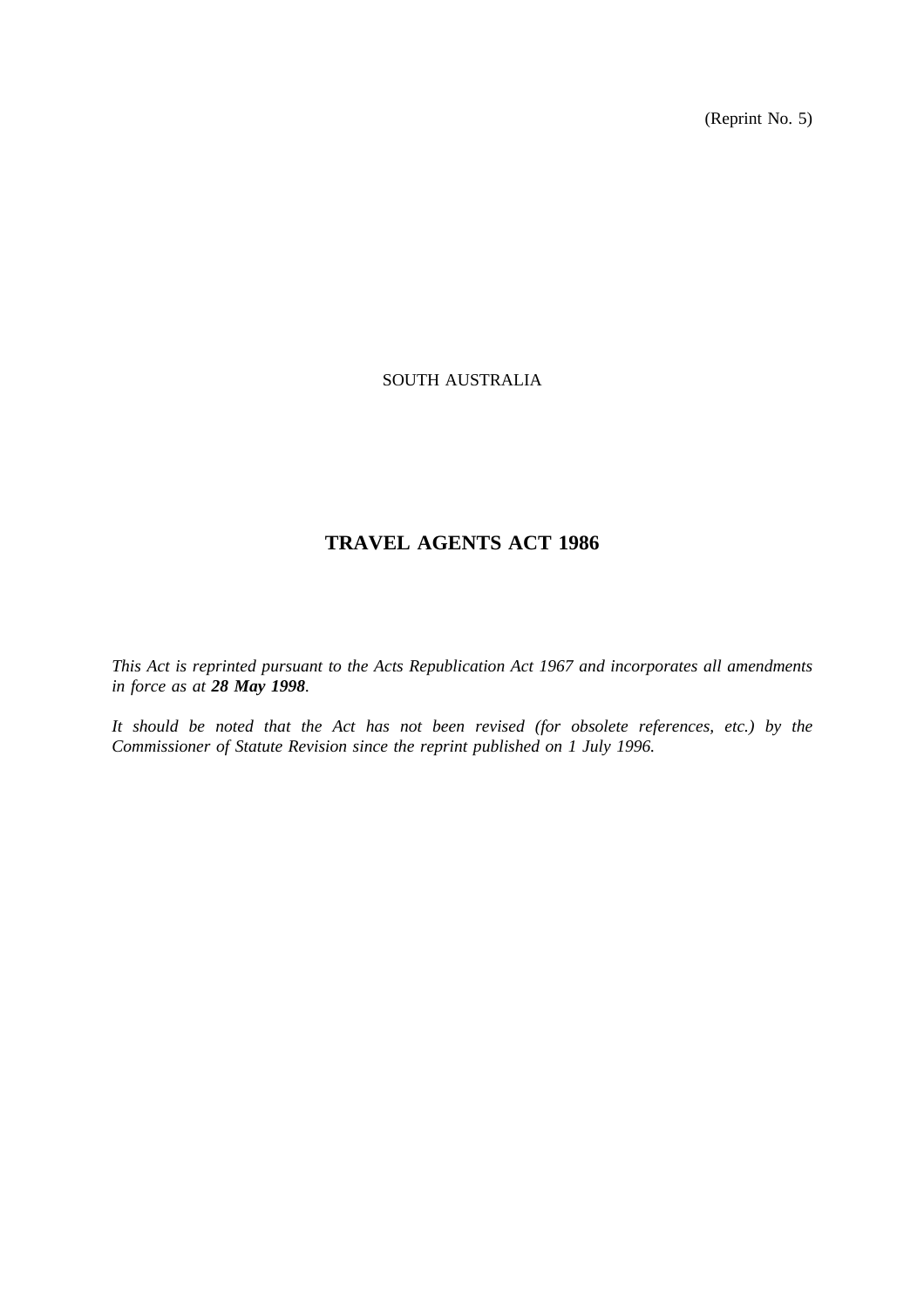(Reprint No. 5)

SOUTH AUSTRALIA

# TRAVEL AGENTS ACT 1986

*This Act is reprinted pursuant to the Acts Republication Act 1967 and incorporates all amendments in force as at* ***28 May 1998****.*

*It should be noted that the Act has not been revised (for obsolete references, etc.) by the Commissioner of Statute Revision since the reprint published on 1 July 1996.*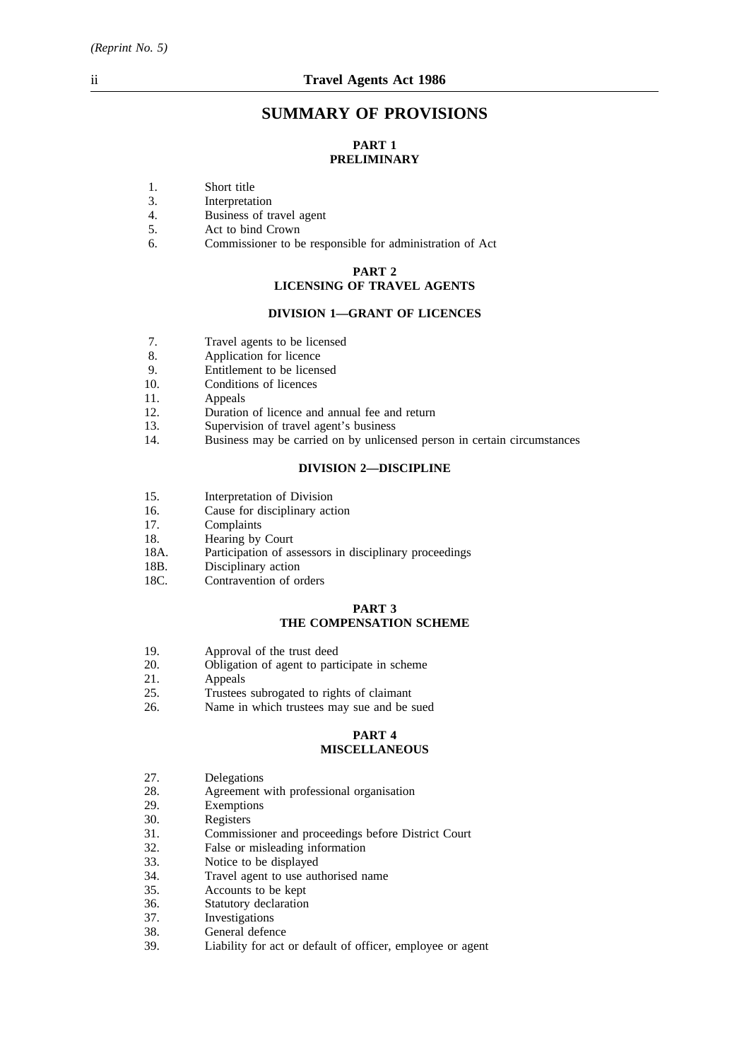# SUMMARY OF PROVISIONS

## PART 1
## PRELIMINARY

1. Short title
3. Interpretation
4. Business of travel agent
5. Act to bind Crown
6. Commissioner to be responsible for administration of Act

## PART 2
## LICENSING OF TRAVEL AGENTS

### DIVISION 1—GRANT OF LICENCES

7. Travel agents to be licensed
8. Application for licence
9. Entitlement to be licensed
10. Conditions of licences
11. Appeals
12. Duration of licence and annual fee and return
13. Supervision of travel agent's business
14. Business may be carried on by unlicensed person in certain circumstances

### DIVISION 2—DISCIPLINE

15. Interpretation of Division
16. Cause for disciplinary action
17. Complaints
18. Hearing by Court
18A. Participation of assessors in disciplinary proceedings
18B. Disciplinary action
18C. Contravention of orders

## PART 3
## THE COMPENSATION SCHEME

19. Approval of the trust deed
20. Obligation of agent to participate in scheme
21. Appeals
25. Trustees subrogated to rights of claimant
26. Name in which trustees may sue and be sued

## PART 4
## MISCELLANEOUS

27. Delegations
28. Agreement with professional organisation
29. Exemptions
30. Registers
31. Commissioner and proceedings before District Court
32. False or misleading information
33. Notice to be displayed
34. Travel agent to use authorised name
35. Accounts to be kept
36. Statutory declaration
37. Investigations
38. General defence
39. Liability for act or default of officer, employee or agent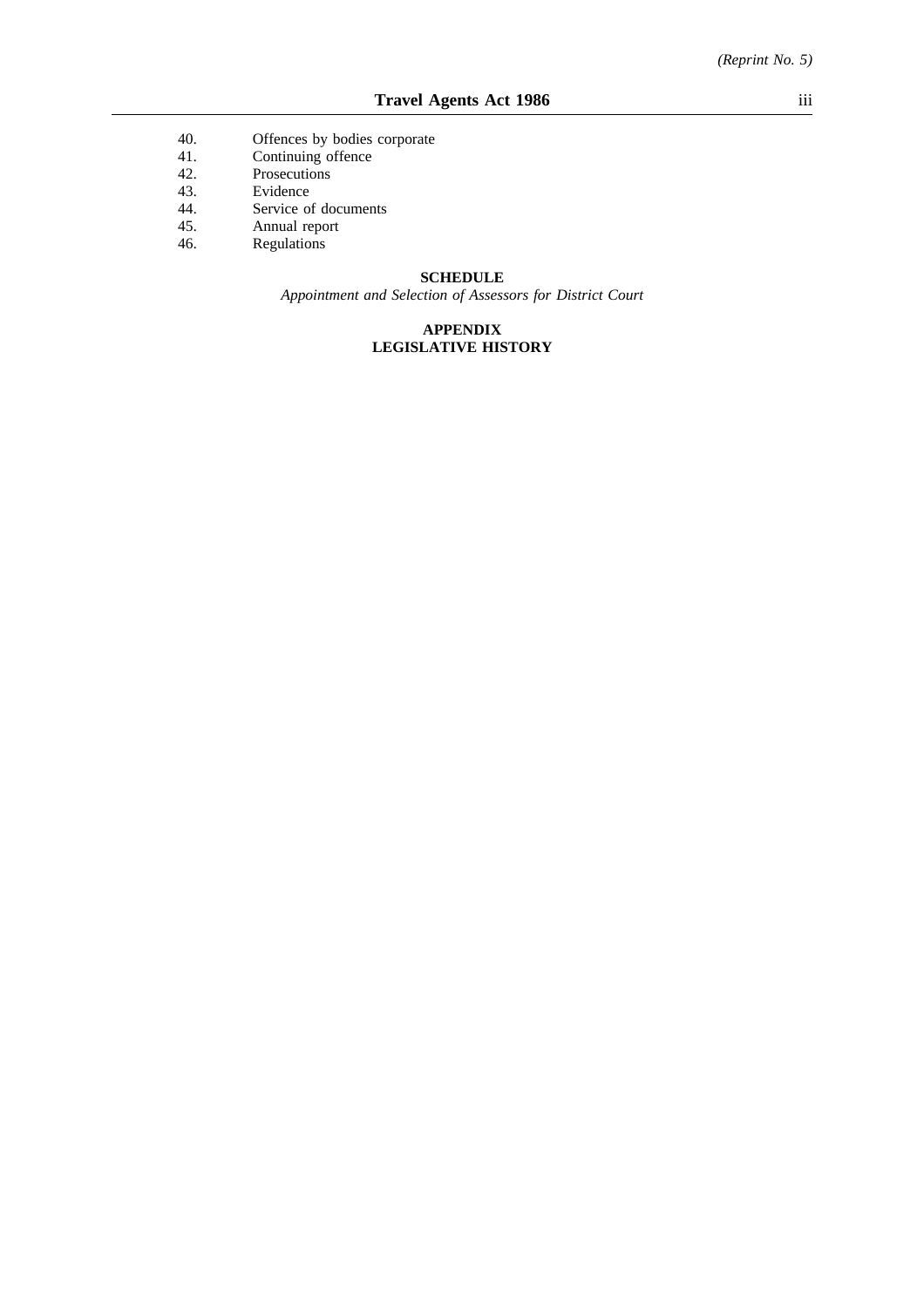40. Offences by bodies corporate
41. Continuing offence
42. Prosecutions
43. Evidence
44. Service of documents
45. Annual report
46. Regulations

**SCHEDULE**

*Appointment and Selection of Assessors for District Court*

**APPENDIX**
**LEGISLATIVE HISTORY**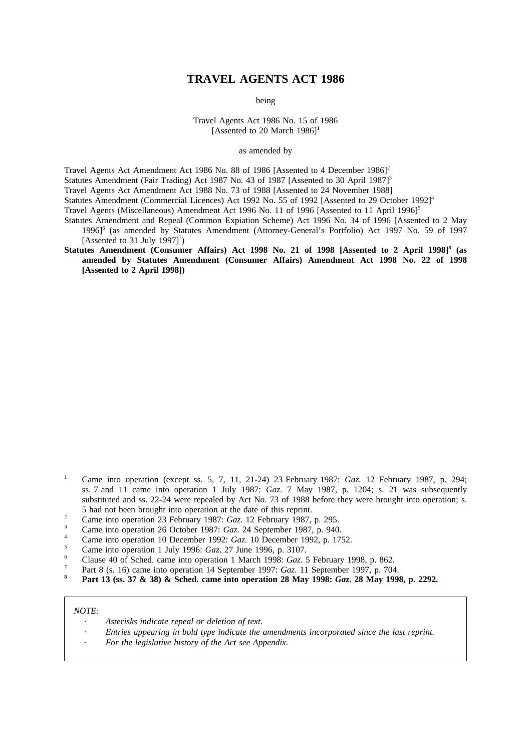# TRAVEL AGENTS ACT 1986

being

Travel Agents Act 1986 No. 15 of 1986
[Assented to 20 March 1986][1]

as amended by

Travel Agents Act Amendment Act 1986 No. 88 of 1986 [Assented to 4 December 1986][2]
Statutes Amendment (Fair Trading) Act 1987 No. 43 of 1987 [Assented to 30 April 1987][3]
Travel Agents Act Amendment Act 1988 No. 73 of 1988 [Assented to 24 November 1988]
Statutes Amendment (Commercial Licences) Act 1992 No. 55 of 1992 [Assented to 29 October 1992][4]
Travel Agents (Miscellaneous) Amendment Act 1996 No. 11 of 1996 [Assented to 11 April 1996][5]
Statutes Amendment and Repeal (Common Expiation Scheme) Act 1996 No. 34 of 1996 [Assented to 2 May 1996][6] (as amended by Statutes Amendment (Attorney-General's Portfolio) Act 1997 No. 59 of 1997 [Assented to 31 July 1997][7])
**Statutes Amendment (Consumer Affairs) Act 1998 No. 21 of 1998 [Assented to 2 April 1998][8] (as amended by Statutes Amendment (Consumer Affairs) Amendment Act 1998 No. 22 of 1998 [Assented to 2 April 1998])**

[1] Came into operation (except ss. 5, 7, 11, 21-24) 23 February 1987: *Gaz*. 12 February 1987, p. 294; ss. 7 and 11 came into operation 1 July 1987: *Gaz*. 7 May 1987, p. 1204; s. 21 was subsequently substituted and ss. 22-24 were repealed by Act No. 73 of 1988 before they were brought into operation; s. 5 had not been brought into operation at the date of this reprint.

[2] Came into operation 23 February 1987: *Gaz*. 12 February 1987, p. 295.

[3] Came into operation 26 October 1987: *Gaz*. 24 September 1987, p. 940.

[4] Came into operation 10 December 1992: *Gaz*. 10 December 1992, p. 1752.

[5] Came into operation 1 July 1996: *Gaz*. 27 June 1996, p. 3107.

[6] Clause 40 of Sched. came into operation 1 March 1998: *Gaz*. 5 February 1998, p. 862.

[7] Part 8 (s. 16) came into operation 14 September 1997: *Gaz*. 11 September 1997, p. 704.

**[8] Part 13 (ss. 37 & 38) & Sched. came into operation 28 May 1998: *Gaz*. 28 May 1998, p. 2292.**

*NOTE:*

- *Asterisks indicate repeal or deletion of text.*
- *Entries appearing in bold type indicate the amendments incorporated since the last reprint.*
- *For the legislative history of the Act see Appendix.*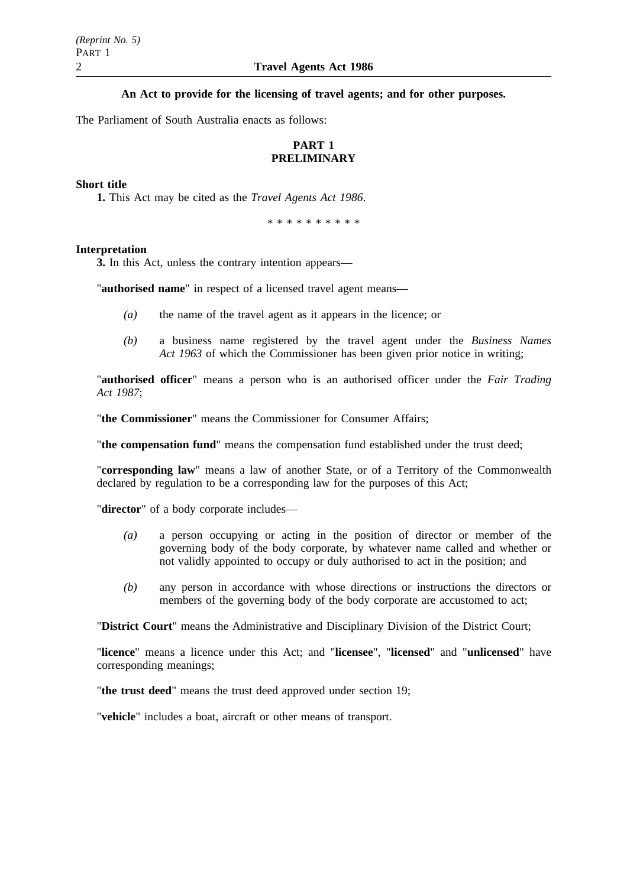**An Act to provide for the licensing of travel agents; and for other purposes.**

The Parliament of South Australia enacts as follows:

## PART 1
## PRELIMINARY

**Short title**

**1.** This Act may be cited as the *Travel Agents Act 1986*.

\* \* \* \* \* \* \* \* \* \*

**Interpretation**

**3.** In this Act, unless the contrary intention appears—

"**authorised name**" in respect of a licensed travel agent means—

*(a)* the name of the travel agent as it appears in the licence; or

*(b)* a business name registered by the travel agent under the *Business Names Act 1963* of which the Commissioner has been given prior notice in writing;

"**authorised officer**" means a person who is an authorised officer under the *Fair Trading Act 1987*;

"**the Commissioner**" means the Commissioner for Consumer Affairs;

"**the compensation fund**" means the compensation fund established under the trust deed;

"**corresponding law**" means a law of another State, or of a Territory of the Commonwealth declared by regulation to be a corresponding law for the purposes of this Act;

"**director**" of a body corporate includes—

*(a)* a person occupying or acting in the position of director or member of the governing body of the body corporate, by whatever name called and whether or not validly appointed to occupy or duly authorised to act in the position; and

*(b)* any person in accordance with whose directions or instructions the directors or members of the governing body of the body corporate are accustomed to act;

"**District Court**" means the Administrative and Disciplinary Division of the District Court;

"**licence**" means a licence under this Act; and "**licensee**", "**licensed**" and "**unlicensed**" have corresponding meanings;

"**the trust deed**" means the trust deed approved under section 19;

"**vehicle**" includes a boat, aircraft or other means of transport.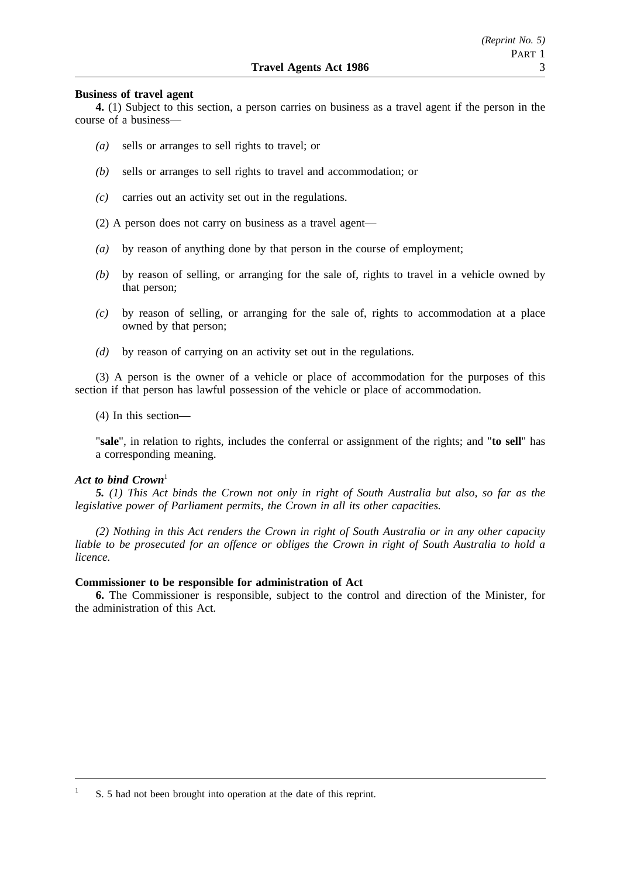**Business of travel agent**

**4.** (1) Subject to this section, a person carries on business as a travel agent if the person in the course of a business—

*(a)* sells or arranges to sell rights to travel; or

*(b)* sells or arranges to sell rights to travel and accommodation; or

*(c)* carries out an activity set out in the regulations.

(2) A person does not carry on business as a travel agent—

*(a)* by reason of anything done by that person in the course of employment;

*(b)* by reason of selling, or arranging for the sale of, rights to travel in a vehicle owned by that person;

*(c)* by reason of selling, or arranging for the sale of, rights to accommodation at a place owned by that person;

*(d)* by reason of carrying on an activity set out in the regulations.

(3) A person is the owner of a vehicle or place of accommodation for the purposes of this section if that person has lawful possession of the vehicle or place of accommodation.

(4) In this section—

"**sale**", in relation to rights, includes the conferral or assignment of the rights; and "**to sell**" has a corresponding meaning.

***Act to bind Crown***[1]

***5.*** *(1) This Act binds the Crown not only in right of South Australia but also, so far as the legislative power of Parliament permits, the Crown in all its other capacities.*

*(2) Nothing in this Act renders the Crown in right of South Australia or in any other capacity liable to be prosecuted for an offence or obliges the Crown in right of South Australia to hold a licence.*

**Commissioner to be responsible for administration of Act**

**6.** The Commissioner is responsible, subject to the control and direction of the Minister, for the administration of this Act.

---

[1] S. 5 had not been brought into operation at the date of this reprint.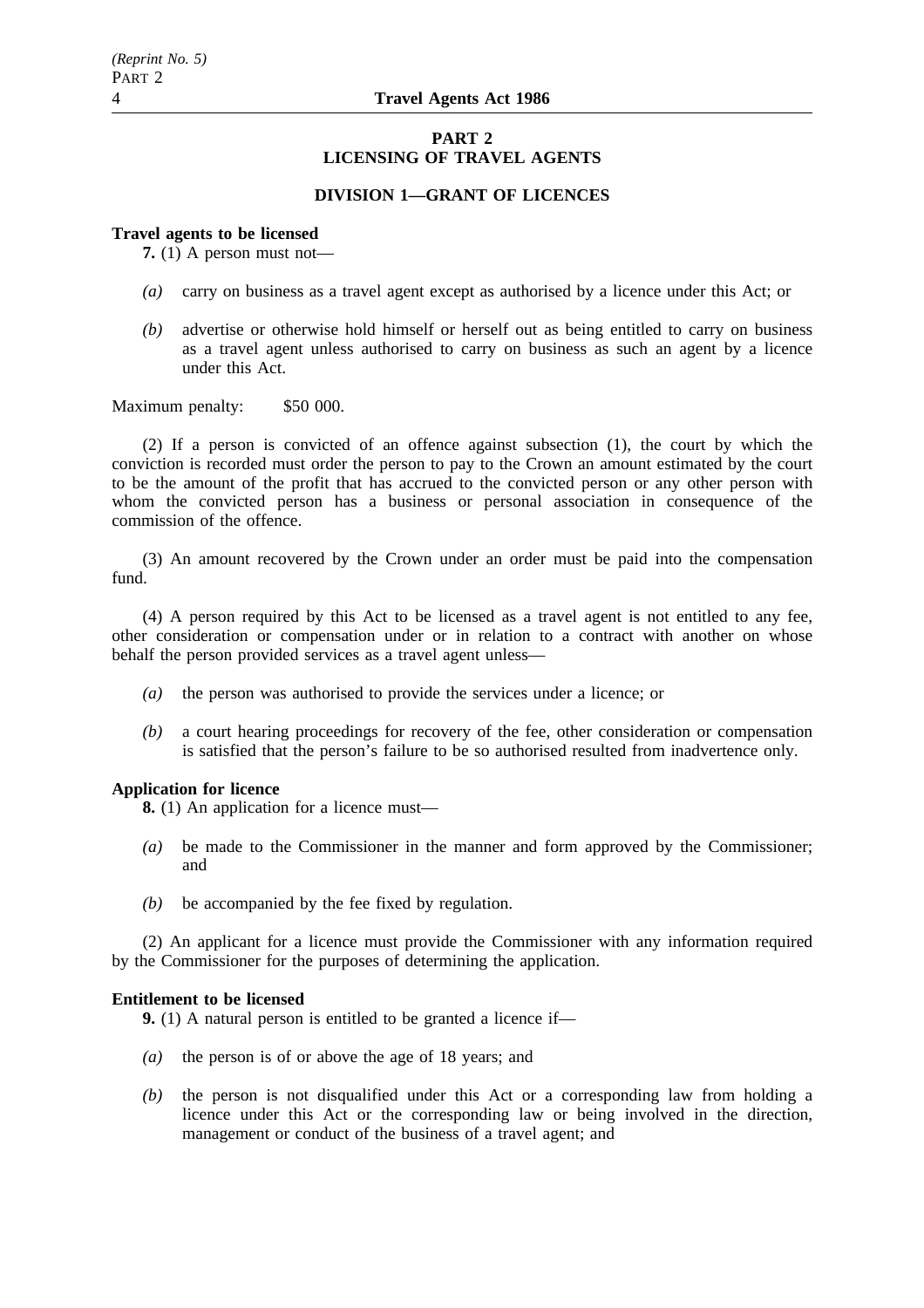## PART 2
## LICENSING OF TRAVEL AGENTS

### DIVISION 1—GRANT OF LICENCES

**Travel agents to be licensed**

**7.** (1) A person must not—

*(a)* carry on business as a travel agent except as authorised by a licence under this Act; or

*(b)* advertise or otherwise hold himself or herself out as being entitled to carry on business as a travel agent unless authorised to carry on business as such an agent by a licence under this Act.

Maximum penalty: $50 000.

(2) If a person is convicted of an offence against subsection (1), the court by which the conviction is recorded must order the person to pay to the Crown an amount estimated by the court to be the amount of the profit that has accrued to the convicted person or any other person with whom the convicted person has a business or personal association in consequence of the commission of the offence.

(3) An amount recovered by the Crown under an order must be paid into the compensation fund.

(4) A person required by this Act to be licensed as a travel agent is not entitled to any fee, other consideration or compensation under or in relation to a contract with another on whose behalf the person provided services as a travel agent unless—

*(a)* the person was authorised to provide the services under a licence; or

*(b)* a court hearing proceedings for recovery of the fee, other consideration or compensation is satisfied that the person's failure to be so authorised resulted from inadvertence only.

**Application for licence**

**8.** (1) An application for a licence must—

*(a)* be made to the Commissioner in the manner and form approved by the Commissioner; and

*(b)* be accompanied by the fee fixed by regulation.

(2) An applicant for a licence must provide the Commissioner with any information required by the Commissioner for the purposes of determining the application.

**Entitlement to be licensed**

**9.** (1) A natural person is entitled to be granted a licence if—

*(a)* the person is of or above the age of 18 years; and

*(b)* the person is not disqualified under this Act or a corresponding law from holding a licence under this Act or the corresponding law or being involved in the direction, management or conduct of the business of a travel agent; and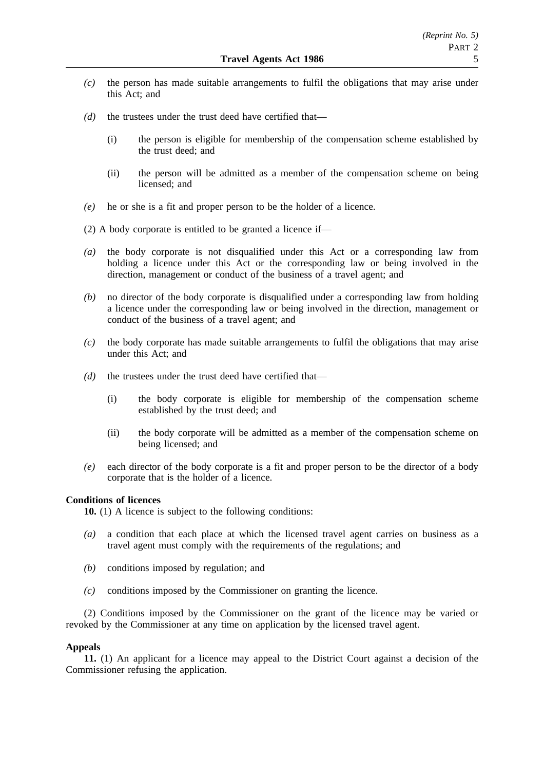*(c)* the person has made suitable arrangements to fulfil the obligations that may arise under this Act; and

*(d)* the trustees under the trust deed have certified that—

(i) the person is eligible for membership of the compensation scheme established by the trust deed; and

(ii) the person will be admitted as a member of the compensation scheme on being licensed; and

*(e)* he or she is a fit and proper person to be the holder of a licence.

(2) A body corporate is entitled to be granted a licence if—

*(a)* the body corporate is not disqualified under this Act or a corresponding law from holding a licence under this Act or the corresponding law or being involved in the direction, management or conduct of the business of a travel agent; and

*(b)* no director of the body corporate is disqualified under a corresponding law from holding a licence under the corresponding law or being involved in the direction, management or conduct of the business of a travel agent; and

*(c)* the body corporate has made suitable arrangements to fulfil the obligations that may arise under this Act; and

*(d)* the trustees under the trust deed have certified that—

(i) the body corporate is eligible for membership of the compensation scheme established by the trust deed; and

(ii) the body corporate will be admitted as a member of the compensation scheme on being licensed; and

*(e)* each director of the body corporate is a fit and proper person to be the director of a body corporate that is the holder of a licence.

**Conditions of licences**

**10.** (1) A licence is subject to the following conditions:

*(a)* a condition that each place at which the licensed travel agent carries on business as a travel agent must comply with the requirements of the regulations; and

*(b)* conditions imposed by regulation; and

*(c)* conditions imposed by the Commissioner on granting the licence.

(2) Conditions imposed by the Commissioner on the grant of the licence may be varied or revoked by the Commissioner at any time on application by the licensed travel agent.

**Appeals**

**11.** (1) An applicant for a licence may appeal to the District Court against a decision of the Commissioner refusing the application.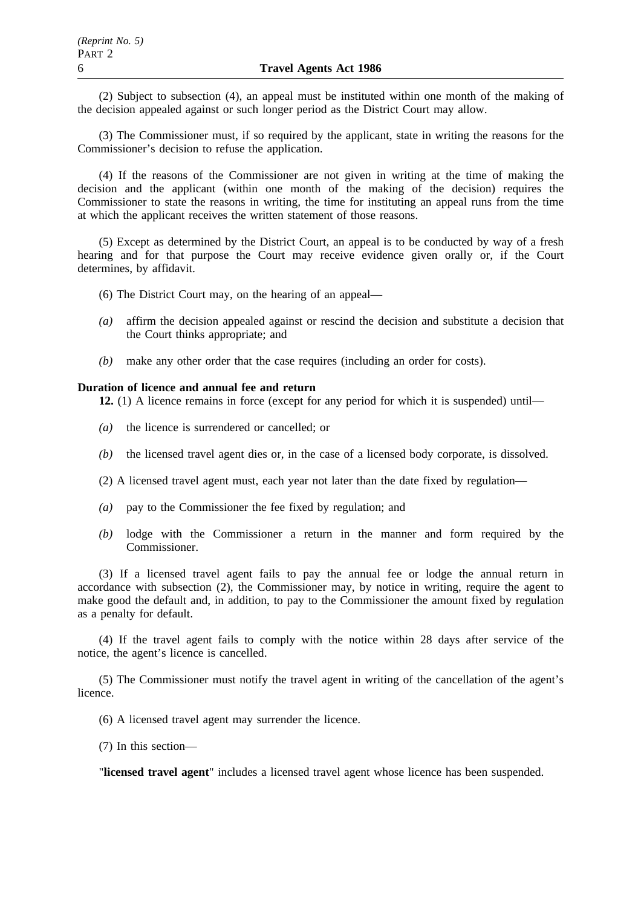(2) Subject to subsection (4), an appeal must be instituted within one month of the making of the decision appealed against or such longer period as the District Court may allow.

(3) The Commissioner must, if so required by the applicant, state in writing the reasons for the Commissioner's decision to refuse the application.

(4) If the reasons of the Commissioner are not given in writing at the time of making the decision and the applicant (within one month of the making of the decision) requires the Commissioner to state the reasons in writing, the time for instituting an appeal runs from the time at which the applicant receives the written statement of those reasons.

(5) Except as determined by the District Court, an appeal is to be conducted by way of a fresh hearing and for that purpose the Court may receive evidence given orally or, if the Court determines, by affidavit.

(6) The District Court may, on the hearing of an appeal—

*(a)* affirm the decision appealed against or rescind the decision and substitute a decision that the Court thinks appropriate; and

*(b)* make any other order that the case requires (including an order for costs).

**Duration of licence and annual fee and return**

**12.** (1) A licence remains in force (except for any period for which it is suspended) until—

*(a)* the licence is surrendered or cancelled; or

*(b)* the licensed travel agent dies or, in the case of a licensed body corporate, is dissolved.

(2) A licensed travel agent must, each year not later than the date fixed by regulation—

*(a)* pay to the Commissioner the fee fixed by regulation; and

*(b)* lodge with the Commissioner a return in the manner and form required by the Commissioner.

(3) If a licensed travel agent fails to pay the annual fee or lodge the annual return in accordance with subsection (2), the Commissioner may, by notice in writing, require the agent to make good the default and, in addition, to pay to the Commissioner the amount fixed by regulation as a penalty for default.

(4) If the travel agent fails to comply with the notice within 28 days after service of the notice, the agent's licence is cancelled.

(5) The Commissioner must notify the travel agent in writing of the cancellation of the agent's licence.

(6) A licensed travel agent may surrender the licence.

(7) In this section—

"**licensed travel agent**" includes a licensed travel agent whose licence has been suspended.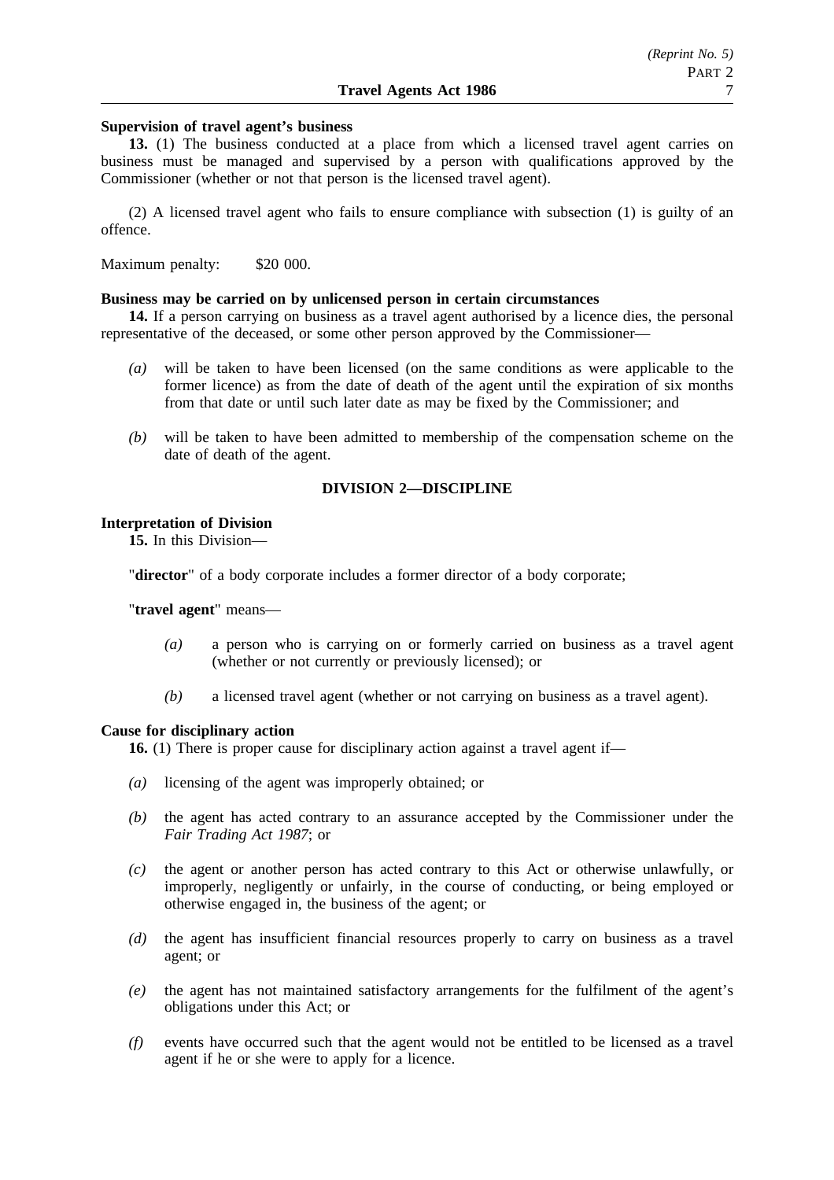**Supervision of travel agent's business**

**13.** (1) The business conducted at a place from which a licensed travel agent carries on business must be managed and supervised by a person with qualifications approved by the Commissioner (whether or not that person is the licensed travel agent).

(2) A licensed travel agent who fails to ensure compliance with subsection (1) is guilty of an offence.

Maximum penalty: $20 000.

**Business may be carried on by unlicensed person in certain circumstances**

**14.** If a person carrying on business as a travel agent authorised by a licence dies, the personal representative of the deceased, or some other person approved by the Commissioner—

*(a)* will be taken to have been licensed (on the same conditions as were applicable to the former licence) as from the date of death of the agent until the expiration of six months from that date or until such later date as may be fixed by the Commissioner; and

*(b)* will be taken to have been admitted to membership of the compensation scheme on the date of death of the agent.

## DIVISION 2—DISCIPLINE

**Interpretation of Division**

**15.** In this Division—

"**director**" of a body corporate includes a former director of a body corporate;

"**travel agent**" means—

*(a)* a person who is carrying on or formerly carried on business as a travel agent (whether or not currently or previously licensed); or

*(b)* a licensed travel agent (whether or not carrying on business as a travel agent).

**Cause for disciplinary action**

**16.** (1) There is proper cause for disciplinary action against a travel agent if—

*(a)* licensing of the agent was improperly obtained; or

*(b)* the agent has acted contrary to an assurance accepted by the Commissioner under the *Fair Trading Act 1987*; or

*(c)* the agent or another person has acted contrary to this Act or otherwise unlawfully, or improperly, negligently or unfairly, in the course of conducting, or being employed or otherwise engaged in, the business of the agent; or

*(d)* the agent has insufficient financial resources properly to carry on business as a travel agent; or

*(e)* the agent has not maintained satisfactory arrangements for the fulfilment of the agent's obligations under this Act; or

*(f)* events have occurred such that the agent would not be entitled to be licensed as a travel agent if he or she were to apply for a licence.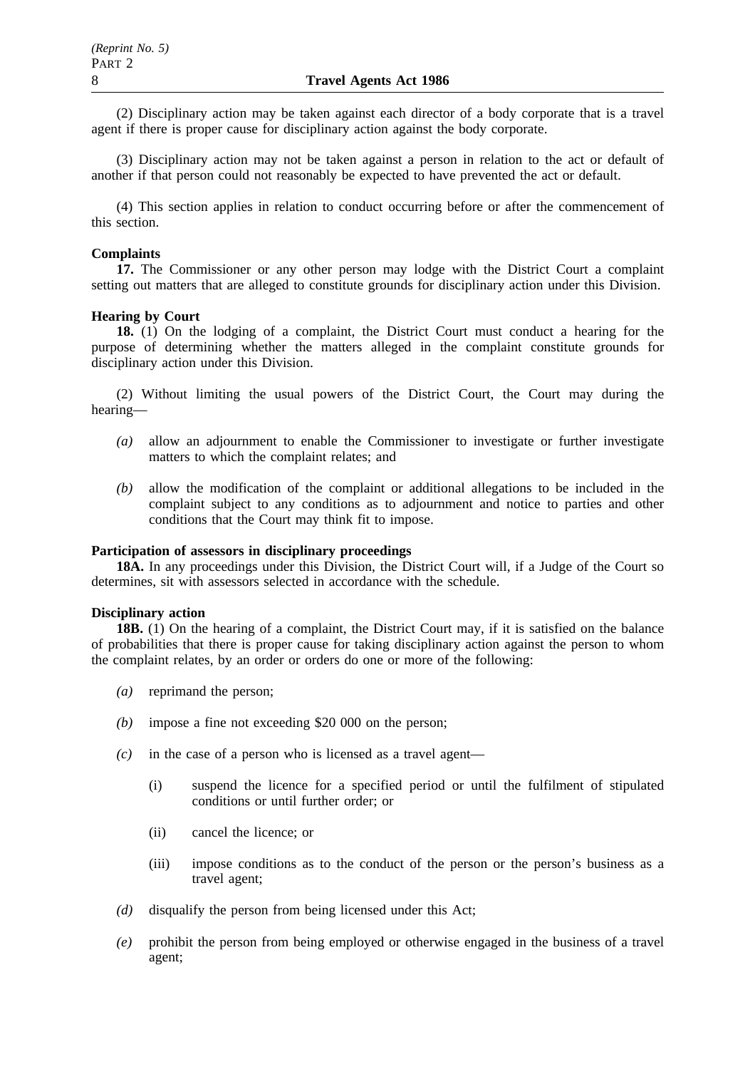(2) Disciplinary action may be taken against each director of a body corporate that is a travel agent if there is proper cause for disciplinary action against the body corporate.

(3) Disciplinary action may not be taken against a person in relation to the act or default of another if that person could not reasonably be expected to have prevented the act or default.

(4) This section applies in relation to conduct occurring before or after the commencement of this section.

**Complaints**

**17.** The Commissioner or any other person may lodge with the District Court a complaint setting out matters that are alleged to constitute grounds for disciplinary action under this Division.

**Hearing by Court**

**18.** (1) On the lodging of a complaint, the District Court must conduct a hearing for the purpose of determining whether the matters alleged in the complaint constitute grounds for disciplinary action under this Division.

(2) Without limiting the usual powers of the District Court, the Court may during the hearing—

*(a)* allow an adjournment to enable the Commissioner to investigate or further investigate matters to which the complaint relates; and

*(b)* allow the modification of the complaint or additional allegations to be included in the complaint subject to any conditions as to adjournment and notice to parties and other conditions that the Court may think fit to impose.

**Participation of assessors in disciplinary proceedings**

**18A.** In any proceedings under this Division, the District Court will, if a Judge of the Court so determines, sit with assessors selected in accordance with the schedule.

**Disciplinary action**

**18B.** (1) On the hearing of a complaint, the District Court may, if it is satisfied on the balance of probabilities that there is proper cause for taking disciplinary action against the person to whom the complaint relates, by an order or orders do one or more of the following:

*(a)* reprimand the person;

*(b)* impose a fine not exceeding $20 000 on the person;

*(c)* in the case of a person who is licensed as a travel agent—

(i) suspend the licence for a specified period or until the fulfilment of stipulated conditions or until further order; or

(ii) cancel the licence; or

(iii) impose conditions as to the conduct of the person or the person's business as a travel agent;

*(d)* disqualify the person from being licensed under this Act;

*(e)* prohibit the person from being employed or otherwise engaged in the business of a travel agent;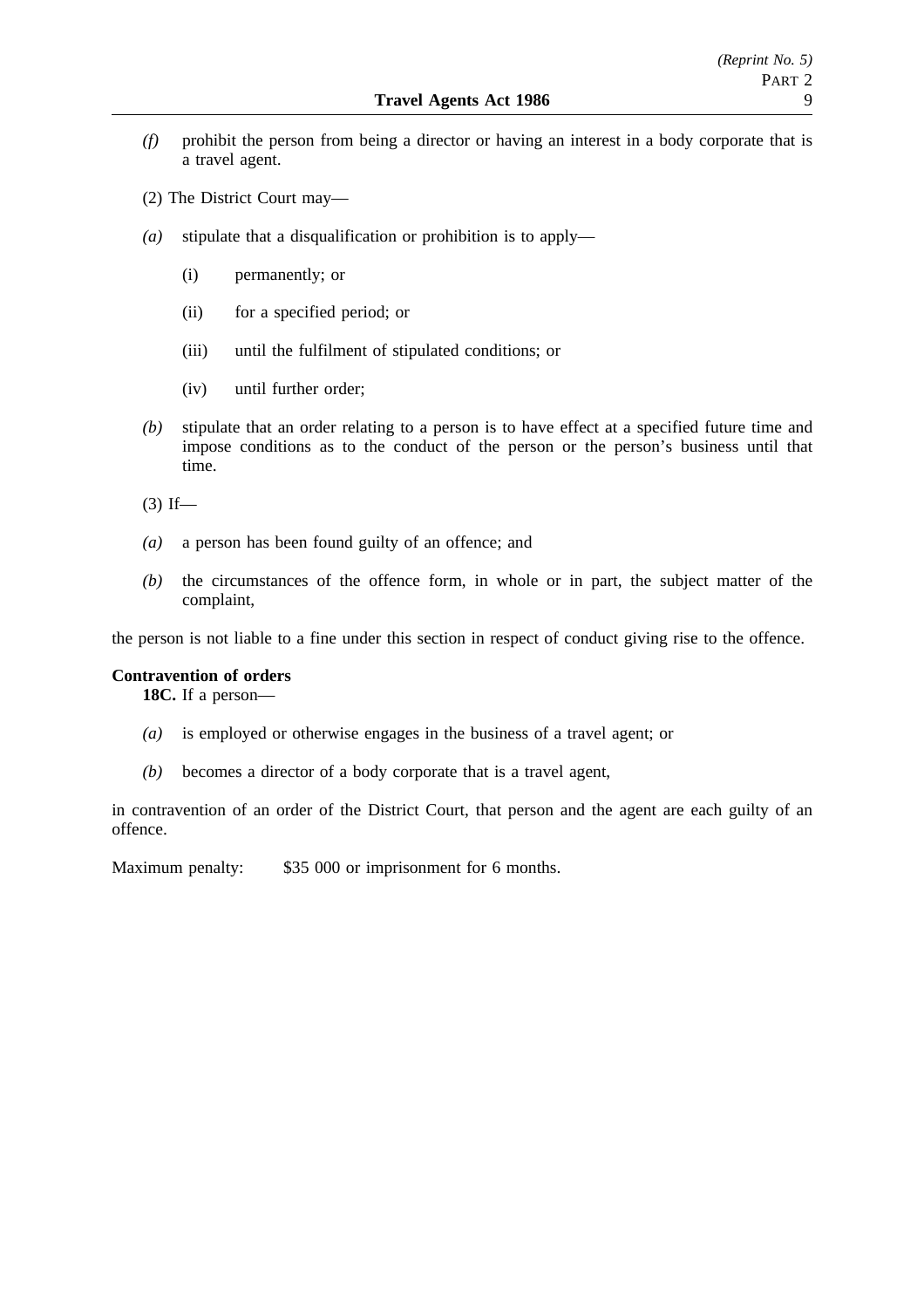*(f)* prohibit the person from being a director or having an interest in a body corporate that is a travel agent.

(2) The District Court may—

*(a)* stipulate that a disqualification or prohibition is to apply—

(i) permanently; or

(ii) for a specified period; or

(iii) until the fulfilment of stipulated conditions; or

(iv) until further order;

*(b)* stipulate that an order relating to a person is to have effect at a specified future time and impose conditions as to the conduct of the person or the person's business until that time.

(3) If—

*(a)* a person has been found guilty of an offence; and

*(b)* the circumstances of the offence form, in whole or in part, the subject matter of the complaint,

the person is not liable to a fine under this section in respect of conduct giving rise to the offence.

**Contravention of orders**

**18C.** If a person—

*(a)* is employed or otherwise engages in the business of a travel agent; or

*(b)* becomes a director of a body corporate that is a travel agent,

in contravention of an order of the District Court, that person and the agent are each guilty of an offence.

Maximum penalty: $35 000 or imprisonment for 6 months.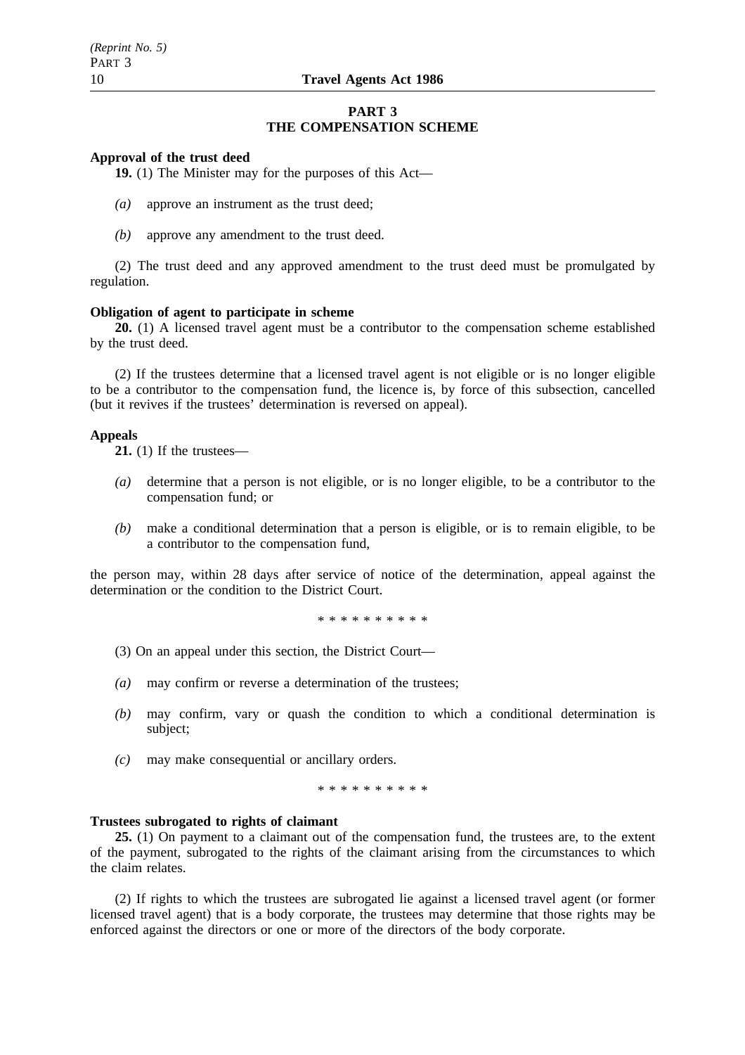## PART 3
## THE COMPENSATION SCHEME

**Approval of the trust deed**

**19.** (1) The Minister may for the purposes of this Act—

*(a)* approve an instrument as the trust deed;

*(b)* approve any amendment to the trust deed.

(2) The trust deed and any approved amendment to the trust deed must be promulgated by regulation.

**Obligation of agent to participate in scheme**

**20.** (1) A licensed travel agent must be a contributor to the compensation scheme established by the trust deed.

(2) If the trustees determine that a licensed travel agent is not eligible or is no longer eligible to be a contributor to the compensation fund, the licence is, by force of this subsection, cancelled (but it revives if the trustees' determination is reversed on appeal).

**Appeals**

**21.** (1) If the trustees—

*(a)* determine that a person is not eligible, or is no longer eligible, to be a contributor to the compensation fund; or

*(b)* make a conditional determination that a person is eligible, or is to remain eligible, to be a contributor to the compensation fund,

the person may, within 28 days after service of notice of the determination, appeal against the determination or the condition to the District Court.

\* \* \* \* \* \* \* \* \* \*

(3) On an appeal under this section, the District Court—

*(a)* may confirm or reverse a determination of the trustees;

*(b)* may confirm, vary or quash the condition to which a conditional determination is subject;

*(c)* may make consequential or ancillary orders.

\* \* \* \* \* \* \* \* \* \*

**Trustees subrogated to rights of claimant**

**25.** (1) On payment to a claimant out of the compensation fund, the trustees are, to the extent of the payment, subrogated to the rights of the claimant arising from the circumstances to which the claim relates.

(2) If rights to which the trustees are subrogated lie against a licensed travel agent (or former licensed travel agent) that is a body corporate, the trustees may determine that those rights may be enforced against the directors or one or more of the directors of the body corporate.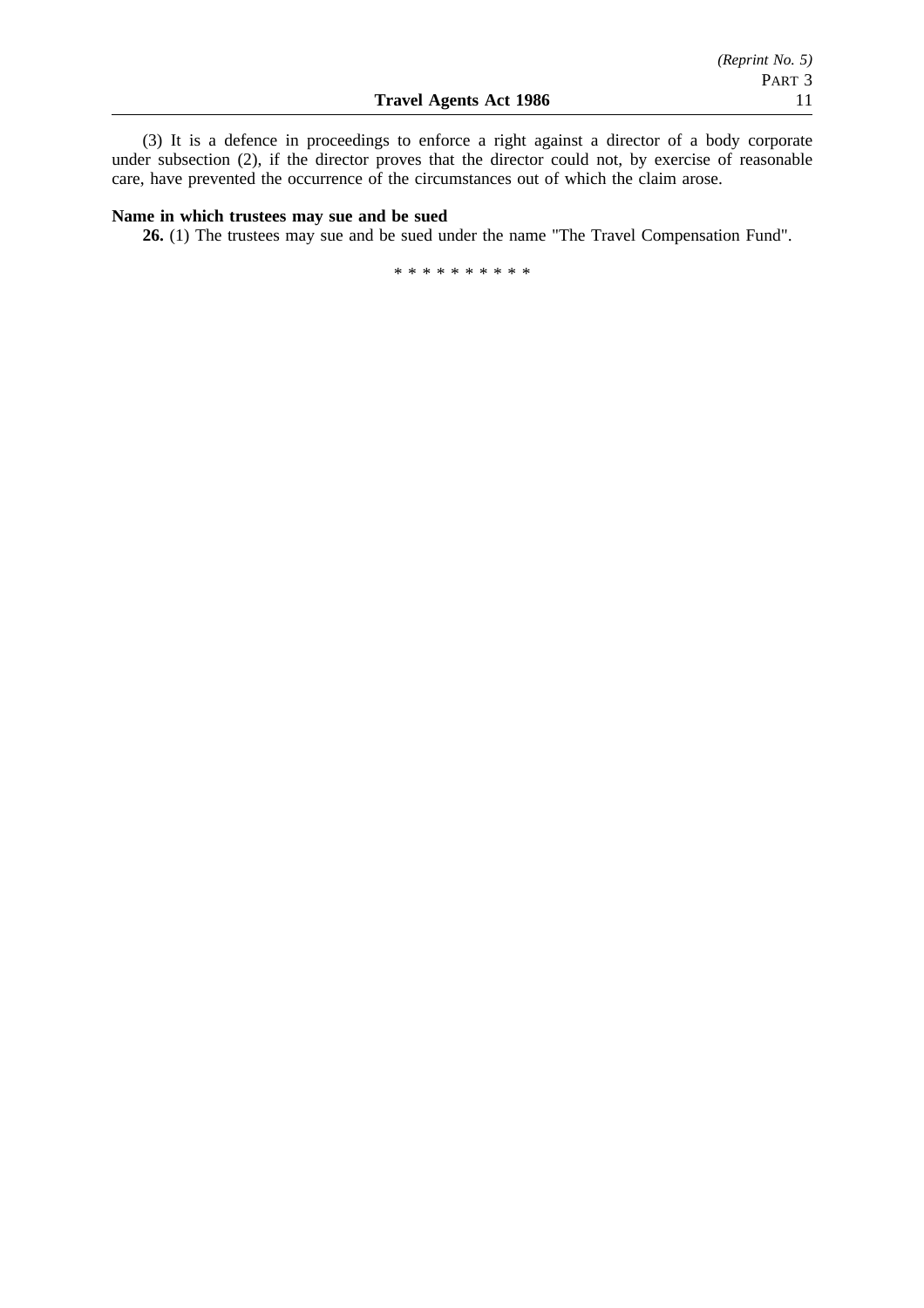(3) It is a defence in proceedings to enforce a right against a director of a body corporate under subsection (2), if the director proves that the director could not, by exercise of reasonable care, have prevented the occurrence of the circumstances out of which the claim arose.

**Name in which trustees may sue and be sued**

**26.** (1) The trustees may sue and be sued under the name "The Travel Compensation Fund".

* * * * * * * * * *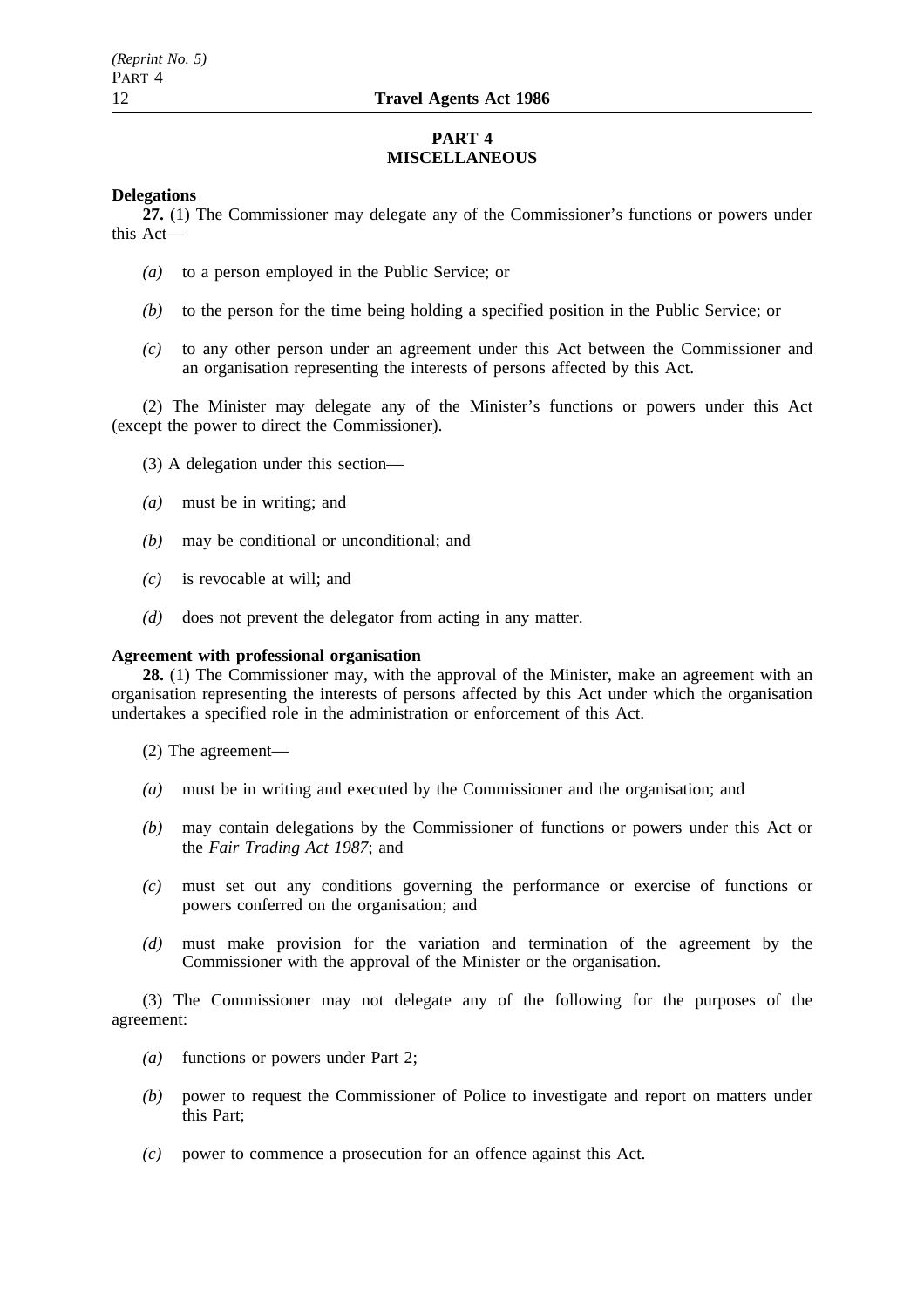## PART 4
## MISCELLANEOUS

**Delegations**

**27.** (1) The Commissioner may delegate any of the Commissioner's functions or powers under this Act—

*(a)* to a person employed in the Public Service; or

*(b)* to the person for the time being holding a specified position in the Public Service; or

*(c)* to any other person under an agreement under this Act between the Commissioner and an organisation representing the interests of persons affected by this Act.

(2) The Minister may delegate any of the Minister's functions or powers under this Act (except the power to direct the Commissioner).

(3) A delegation under this section—

*(a)* must be in writing; and

*(b)* may be conditional or unconditional; and

*(c)* is revocable at will; and

*(d)* does not prevent the delegator from acting in any matter.

**Agreement with professional organisation**

**28.** (1) The Commissioner may, with the approval of the Minister, make an agreement with an organisation representing the interests of persons affected by this Act under which the organisation undertakes a specified role in the administration or enforcement of this Act.

(2) The agreement—

*(a)* must be in writing and executed by the Commissioner and the organisation; and

*(b)* may contain delegations by the Commissioner of functions or powers under this Act or the *Fair Trading Act 1987*; and

*(c)* must set out any conditions governing the performance or exercise of functions or powers conferred on the organisation; and

*(d)* must make provision for the variation and termination of the agreement by the Commissioner with the approval of the Minister or the organisation.

(3) The Commissioner may not delegate any of the following for the purposes of the agreement:

*(a)* functions or powers under Part 2;

*(b)* power to request the Commissioner of Police to investigate and report on matters under this Part;

*(c)* power to commence a prosecution for an offence against this Act.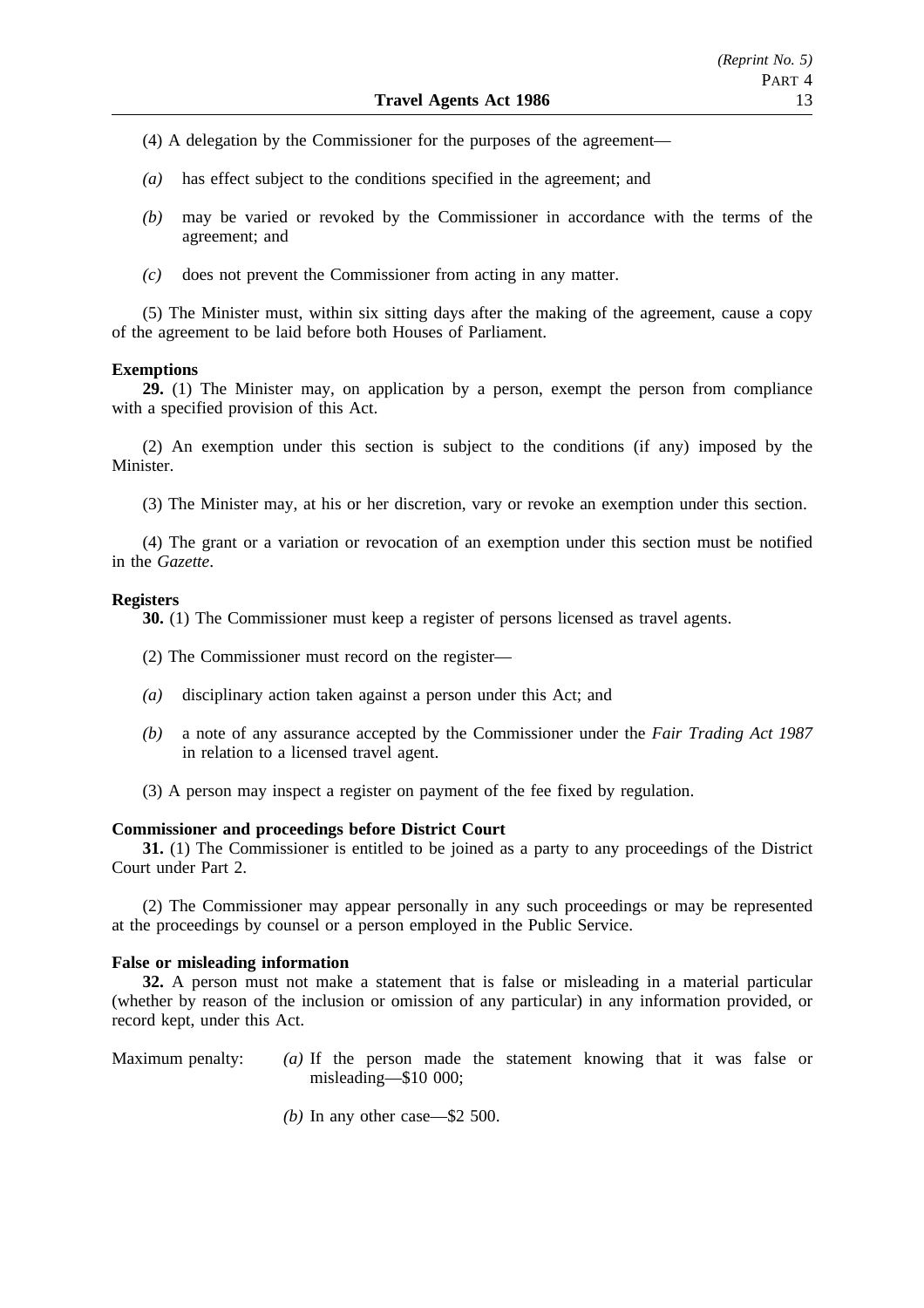(4) A delegation by the Commissioner for the purposes of the agreement—

*(a)* has effect subject to the conditions specified in the agreement; and

*(b)* may be varied or revoked by the Commissioner in accordance with the terms of the agreement; and

*(c)* does not prevent the Commissioner from acting in any matter.

(5) The Minister must, within six sitting days after the making of the agreement, cause a copy of the agreement to be laid before both Houses of Parliament.

**Exemptions**

**29.** (1) The Minister may, on application by a person, exempt the person from compliance with a specified provision of this Act.

(2) An exemption under this section is subject to the conditions (if any) imposed by the Minister.

(3) The Minister may, at his or her discretion, vary or revoke an exemption under this section.

(4) The grant or a variation or revocation of an exemption under this section must be notified in the *Gazette*.

**Registers**

**30.** (1) The Commissioner must keep a register of persons licensed as travel agents.

(2) The Commissioner must record on the register—

*(a)* disciplinary action taken against a person under this Act; and

*(b)* a note of any assurance accepted by the Commissioner under the *Fair Trading Act 1987* in relation to a licensed travel agent.

(3) A person may inspect a register on payment of the fee fixed by regulation.

**Commissioner and proceedings before District Court**

**31.** (1) The Commissioner is entitled to be joined as a party to any proceedings of the District Court under Part 2.

(2) The Commissioner may appear personally in any such proceedings or may be represented at the proceedings by counsel or a person employed in the Public Service.

**False or misleading information**

**32.** A person must not make a statement that is false or misleading in a material particular (whether by reason of the inclusion or omission of any particular) in any information provided, or record kept, under this Act.

Maximum penalty: *(a)* If the person made the statement knowing that it was false or misleading—$10 000;

*(b)* In any other case—$2 500.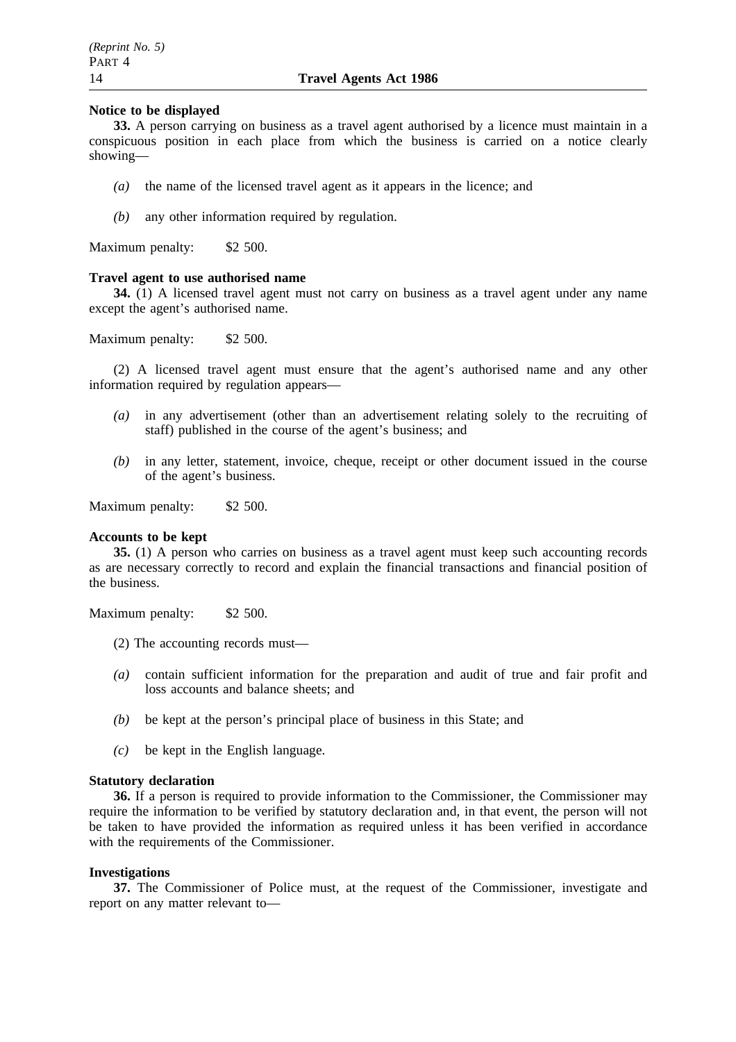**Notice to be displayed**

**33.** A person carrying on business as a travel agent authorised by a licence must maintain in a conspicuous position in each place from which the business is carried on a notice clearly showing—

*(a)* the name of the licensed travel agent as it appears in the licence; and

*(b)* any other information required by regulation.

Maximum penalty: $2 500.

**Travel agent to use authorised name**

**34.** (1) A licensed travel agent must not carry on business as a travel agent under any name except the agent's authorised name.

Maximum penalty: $2 500.

(2) A licensed travel agent must ensure that the agent's authorised name and any other information required by regulation appears—

*(a)* in any advertisement (other than an advertisement relating solely to the recruiting of staff) published in the course of the agent's business; and

*(b)* in any letter, statement, invoice, cheque, receipt or other document issued in the course of the agent's business.

Maximum penalty: $2 500.

**Accounts to be kept**

**35.** (1) A person who carries on business as a travel agent must keep such accounting records as are necessary correctly to record and explain the financial transactions and financial position of the business.

Maximum penalty: $2 500.

(2) The accounting records must—

*(a)* contain sufficient information for the preparation and audit of true and fair profit and loss accounts and balance sheets; and

*(b)* be kept at the person's principal place of business in this State; and

*(c)* be kept in the English language.

**Statutory declaration**

**36.** If a person is required to provide information to the Commissioner, the Commissioner may require the information to be verified by statutory declaration and, in that event, the person will not be taken to have provided the information as required unless it has been verified in accordance with the requirements of the Commissioner.

**Investigations**

**37.** The Commissioner of Police must, at the request of the Commissioner, investigate and report on any matter relevant to—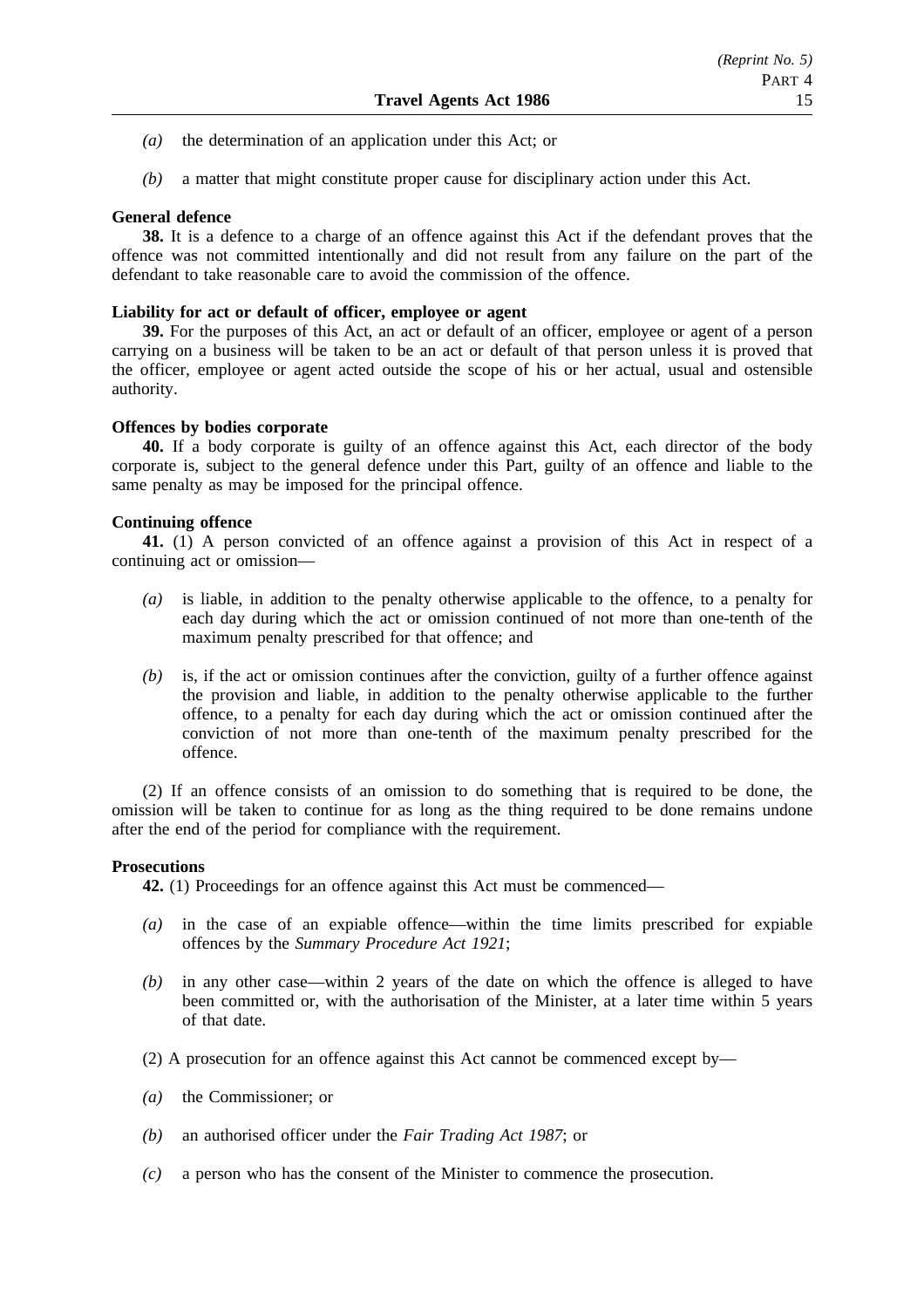*(a)* the determination of an application under this Act; or

*(b)* a matter that might constitute proper cause for disciplinary action under this Act.

**General defence**

**38.** It is a defence to a charge of an offence against this Act if the defendant proves that the offence was not committed intentionally and did not result from any failure on the part of the defendant to take reasonable care to avoid the commission of the offence.

**Liability for act or default of officer, employee or agent**

**39.** For the purposes of this Act, an act or default of an officer, employee or agent of a person carrying on a business will be taken to be an act or default of that person unless it is proved that the officer, employee or agent acted outside the scope of his or her actual, usual and ostensible authority.

**Offences by bodies corporate**

**40.** If a body corporate is guilty of an offence against this Act, each director of the body corporate is, subject to the general defence under this Part, guilty of an offence and liable to the same penalty as may be imposed for the principal offence.

**Continuing offence**

**41.** (1) A person convicted of an offence against a provision of this Act in respect of a continuing act or omission—

*(a)* is liable, in addition to the penalty otherwise applicable to the offence, to a penalty for each day during which the act or omission continued of not more than one-tenth of the maximum penalty prescribed for that offence; and

*(b)* is, if the act or omission continues after the conviction, guilty of a further offence against the provision and liable, in addition to the penalty otherwise applicable to the further offence, to a penalty for each day during which the act or omission continued after the conviction of not more than one-tenth of the maximum penalty prescribed for the offence.

(2) If an offence consists of an omission to do something that is required to be done, the omission will be taken to continue for as long as the thing required to be done remains undone after the end of the period for compliance with the requirement.

**Prosecutions**

**42.** (1) Proceedings for an offence against this Act must be commenced—

*(a)* in the case of an expiable offence—within the time limits prescribed for expiable offences by the *Summary Procedure Act 1921*;

*(b)* in any other case—within 2 years of the date on which the offence is alleged to have been committed or, with the authorisation of the Minister, at a later time within 5 years of that date.

(2) A prosecution for an offence against this Act cannot be commenced except by—

*(a)* the Commissioner; or

*(b)* an authorised officer under the *Fair Trading Act 1987*; or

*(c)* a person who has the consent of the Minister to commence the prosecution.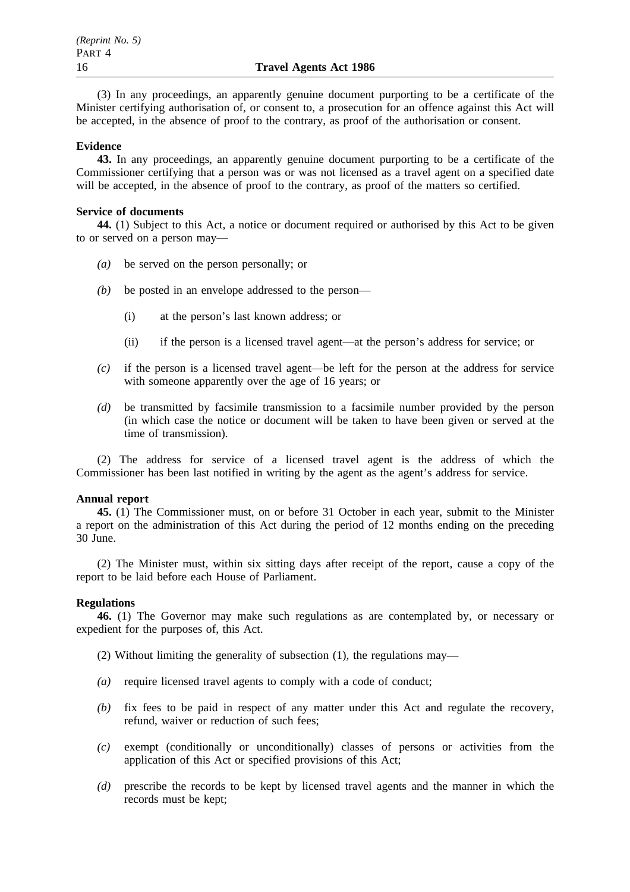(3) In any proceedings, an apparently genuine document purporting to be a certificate of the Minister certifying authorisation of, or consent to, a prosecution for an offence against this Act will be accepted, in the absence of proof to the contrary, as proof of the authorisation or consent.

**Evidence**

**43.** In any proceedings, an apparently genuine document purporting to be a certificate of the Commissioner certifying that a person was or was not licensed as a travel agent on a specified date will be accepted, in the absence of proof to the contrary, as proof of the matters so certified.

**Service of documents**

**44.** (1) Subject to this Act, a notice or document required or authorised by this Act to be given to or served on a person may—

*(a)* be served on the person personally; or

*(b)* be posted in an envelope addressed to the person—

(i) at the person's last known address; or

(ii) if the person is a licensed travel agent—at the person's address for service; or

*(c)* if the person is a licensed travel agent—be left for the person at the address for service with someone apparently over the age of 16 years; or

*(d)* be transmitted by facsimile transmission to a facsimile number provided by the person (in which case the notice or document will be taken to have been given or served at the time of transmission).

(2) The address for service of a licensed travel agent is the address of which the Commissioner has been last notified in writing by the agent as the agent's address for service.

**Annual report**

**45.** (1) The Commissioner must, on or before 31 October in each year, submit to the Minister a report on the administration of this Act during the period of 12 months ending on the preceding 30 June.

(2) The Minister must, within six sitting days after receipt of the report, cause a copy of the report to be laid before each House of Parliament.

**Regulations**

**46.** (1) The Governor may make such regulations as are contemplated by, or necessary or expedient for the purposes of, this Act.

(2) Without limiting the generality of subsection (1), the regulations may—

*(a)* require licensed travel agents to comply with a code of conduct;

*(b)* fix fees to be paid in respect of any matter under this Act and regulate the recovery, refund, waiver or reduction of such fees;

*(c)* exempt (conditionally or unconditionally) classes of persons or activities from the application of this Act or specified provisions of this Act;

*(d)* prescribe the records to be kept by licensed travel agents and the manner in which the records must be kept;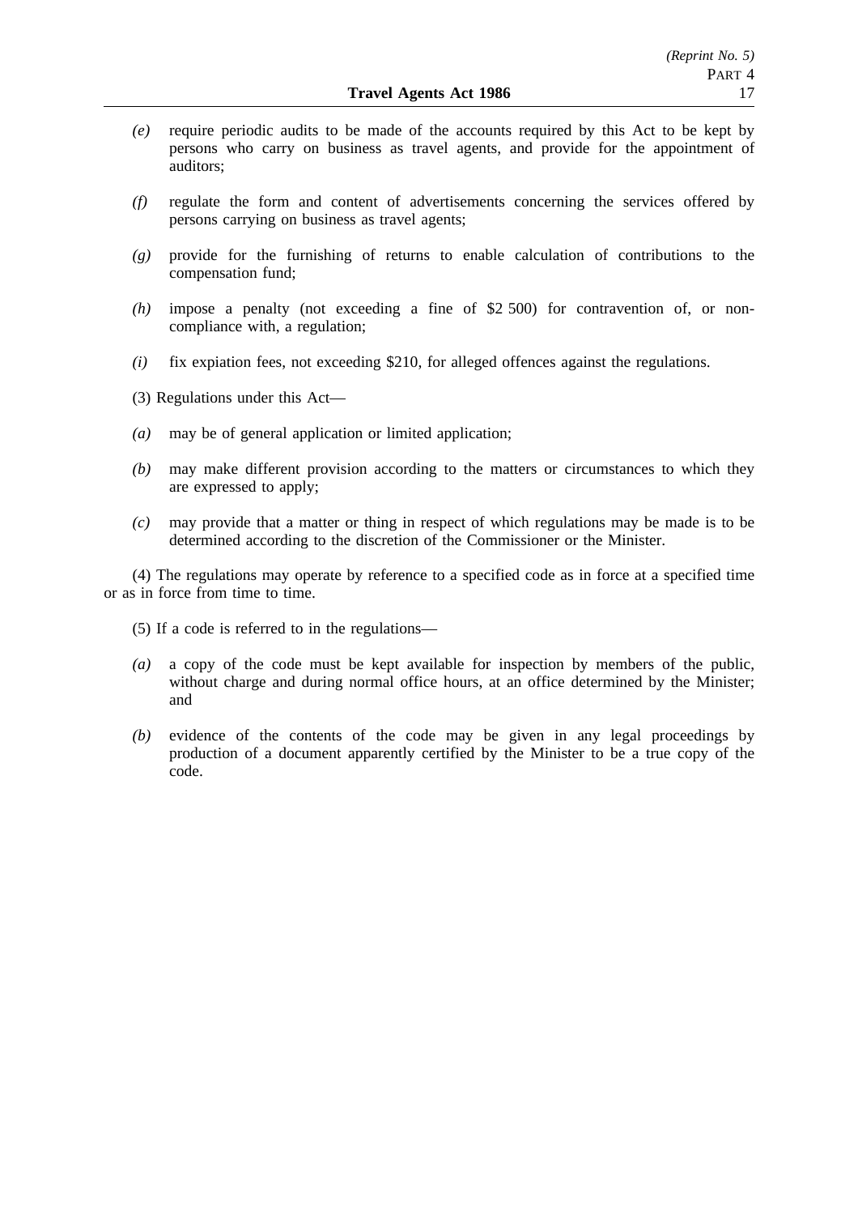*(e)* require periodic audits to be made of the accounts required by this Act to be kept by persons who carry on business as travel agents, and provide for the appointment of auditors;

*(f)* regulate the form and content of advertisements concerning the services offered by persons carrying on business as travel agents;

*(g)* provide for the furnishing of returns to enable calculation of contributions to the compensation fund;

*(h)* impose a penalty (not exceeding a fine of $2 500) for contravention of, or non-compliance with, a regulation;

*(i)* fix expiation fees, not exceeding $210, for alleged offences against the regulations.

(3) Regulations under this Act—

*(a)* may be of general application or limited application;

*(b)* may make different provision according to the matters or circumstances to which they are expressed to apply;

*(c)* may provide that a matter or thing in respect of which regulations may be made is to be determined according to the discretion of the Commissioner or the Minister.

(4) The regulations may operate by reference to a specified code as in force at a specified time or as in force from time to time.

(5) If a code is referred to in the regulations—

*(a)* a copy of the code must be kept available for inspection by members of the public, without charge and during normal office hours, at an office determined by the Minister; and

*(b)* evidence of the contents of the code may be given in any legal proceedings by production of a document apparently certified by the Minister to be a true copy of the code.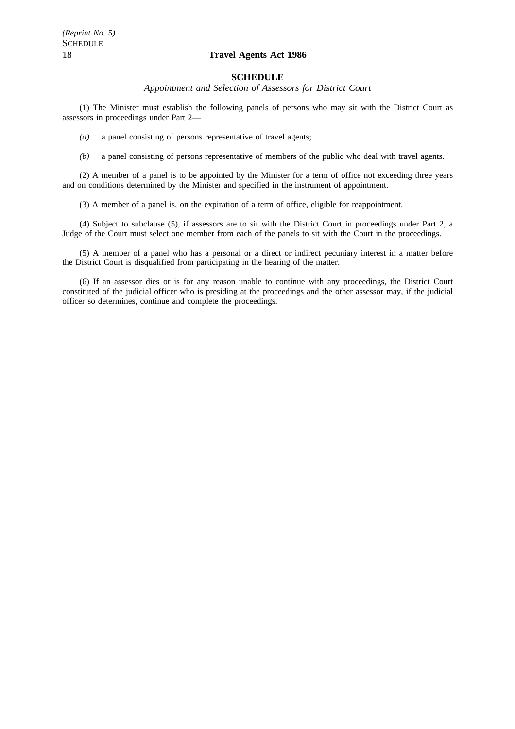## SCHEDULE

*Appointment and Selection of Assessors for District Court*

(1) The Minister must establish the following panels of persons who may sit with the District Court as assessors in proceedings under Part 2—

*(a)* a panel consisting of persons representative of travel agents;

*(b)* a panel consisting of persons representative of members of the public who deal with travel agents.

(2) A member of a panel is to be appointed by the Minister for a term of office not exceeding three years and on conditions determined by the Minister and specified in the instrument of appointment.

(3) A member of a panel is, on the expiration of a term of office, eligible for reappointment.

(4) Subject to subclause (5), if assessors are to sit with the District Court in proceedings under Part 2, a Judge of the Court must select one member from each of the panels to sit with the Court in the proceedings.

(5) A member of a panel who has a personal or a direct or indirect pecuniary interest in a matter before the District Court is disqualified from participating in the hearing of the matter.

(6) If an assessor dies or is for any reason unable to continue with any proceedings, the District Court constituted of the judicial officer who is presiding at the proceedings and the other assessor may, if the judicial officer so determines, continue and complete the proceedings.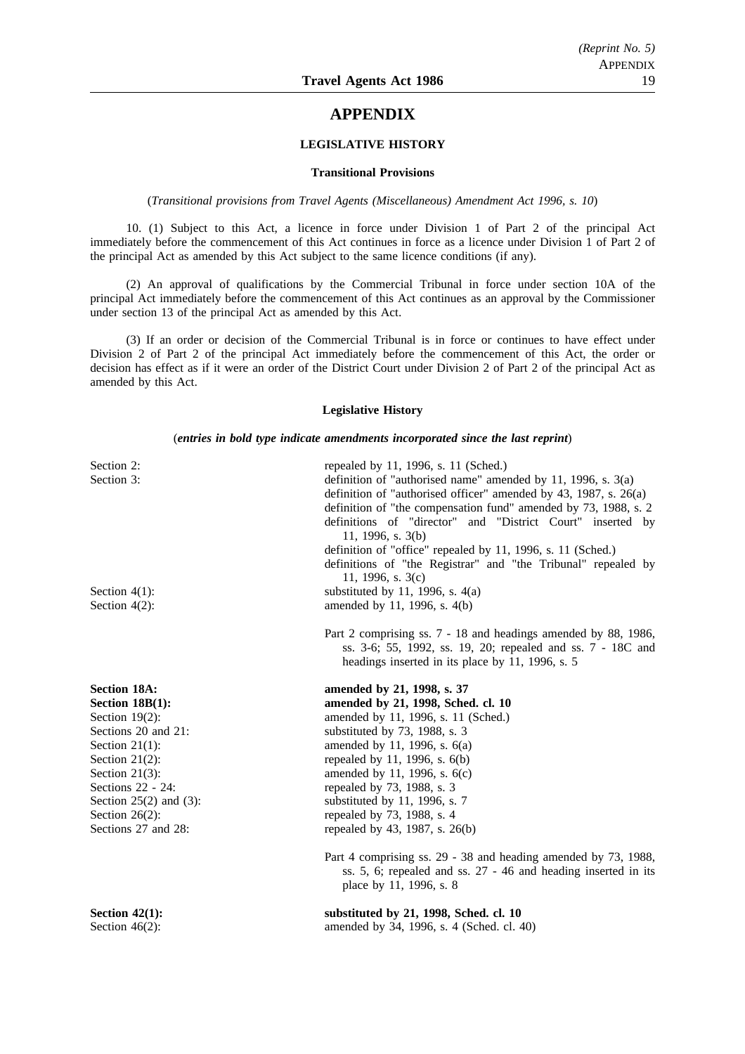# APPENDIX

## LEGISLATIVE HISTORY

### Transitional Provisions

(*Transitional provisions from Travel Agents (Miscellaneous) Amendment Act 1996, s. 10*)

10. (1) Subject to this Act, a licence in force under Division 1 of Part 2 of the principal Act immediately before the commencement of this Act continues in force as a licence under Division 1 of Part 2 of the principal Act as amended by this Act subject to the same licence conditions (if any).

(2) An approval of qualifications by the Commercial Tribunal in force under section 10A of the principal Act immediately before the commencement of this Act continues as an approval by the Commissioner under section 13 of the principal Act as amended by this Act.

(3) If an order or decision of the Commercial Tribunal is in force or continues to have effect under Division 2 of Part 2 of the principal Act immediately before the commencement of this Act, the order or decision has effect as if it were an order of the District Court under Division 2 of Part 2 of the principal Act as amended by this Act.

### Legislative History

(***entries in bold type indicate amendments incorporated since the last reprint***)

| | |
|---|---|
| Section 2: | repealed by 11, 1996, s. 11 (Sched.) |
| Section 3: | definition of "authorised name" amended by 11, 1996, s. 3(a) |
| | definition of "authorised officer" amended by 43, 1987, s. 26(a) |
| | definition of "the compensation fund" amended by 73, 1988, s. 2 |
| | definitions of "director" and "District Court" inserted by 11, 1996, s. 3(b) |
| | definition of "office" repealed by 11, 1996, s. 11 (Sched.) |
| | definitions of "the Registrar" and "the Tribunal" repealed by 11, 1996, s. 3(c) |
| Section 4(1): | substituted by 11, 1996, s. 4(a) |
| Section 4(2): | amended by 11, 1996, s. 4(b) |
| | Part 2 comprising ss. 7 - 18 and headings amended by 88, 1986, ss. 3-6; 55, 1992, ss. 19, 20; repealed and ss. 7 - 18C and headings inserted in its place by 11, 1996, s. 5 |
| **Section 18A:** | **amended by 21, 1998, s. 37** |
| **Section 18B(1):** | **amended by 21, 1998, Sched. cl. 10** |
| Section 19(2): | amended by 11, 1996, s. 11 (Sched.) |
| Sections 20 and 21: | substituted by 73, 1988, s. 3 |
| Section 21(1): | amended by 11, 1996, s. 6(a) |
| Section 21(2): | repealed by 11, 1996, s. 6(b) |
| Section 21(3): | amended by 11, 1996, s. 6(c) |
| Sections 22 - 24: | repealed by 73, 1988, s. 3 |
| Section 25(2) and (3): | substituted by 11, 1996, s. 7 |
| Section 26(2): | repealed by 73, 1988, s. 4 |
| Sections 27 and 28: | repealed by 43, 1987, s. 26(b) |
| | Part 4 comprising ss. 29 - 38 and heading amended by 73, 1988, ss. 5, 6; repealed and ss. 27 - 46 and heading inserted in its place by 11, 1996, s. 8 |
| **Section 42(1):** | **substituted by 21, 1998, Sched. cl. 10** |
| Section 46(2): | amended by 34, 1996, s. 4 (Sched. cl. 40) |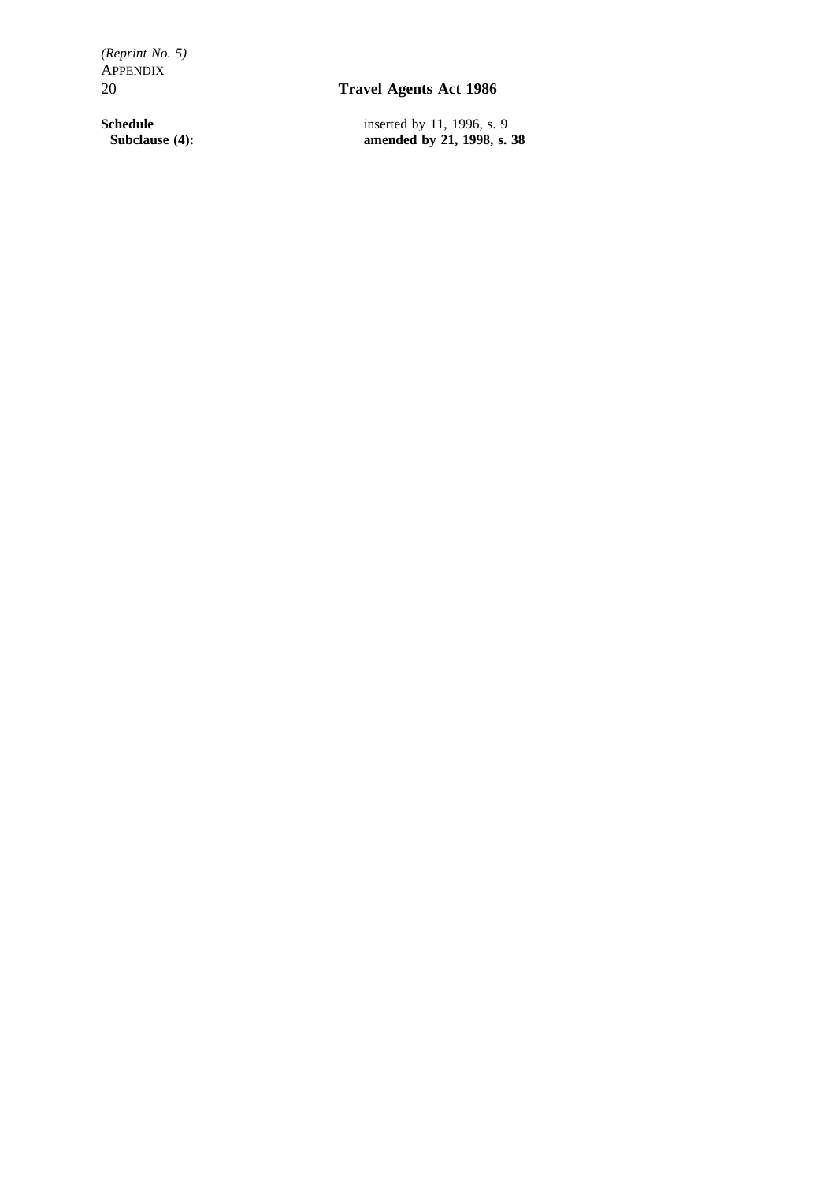**Schedule** inserted by 11, 1996, s. 9

**Subclause (4):** **amended by 21, 1998, s. 38**